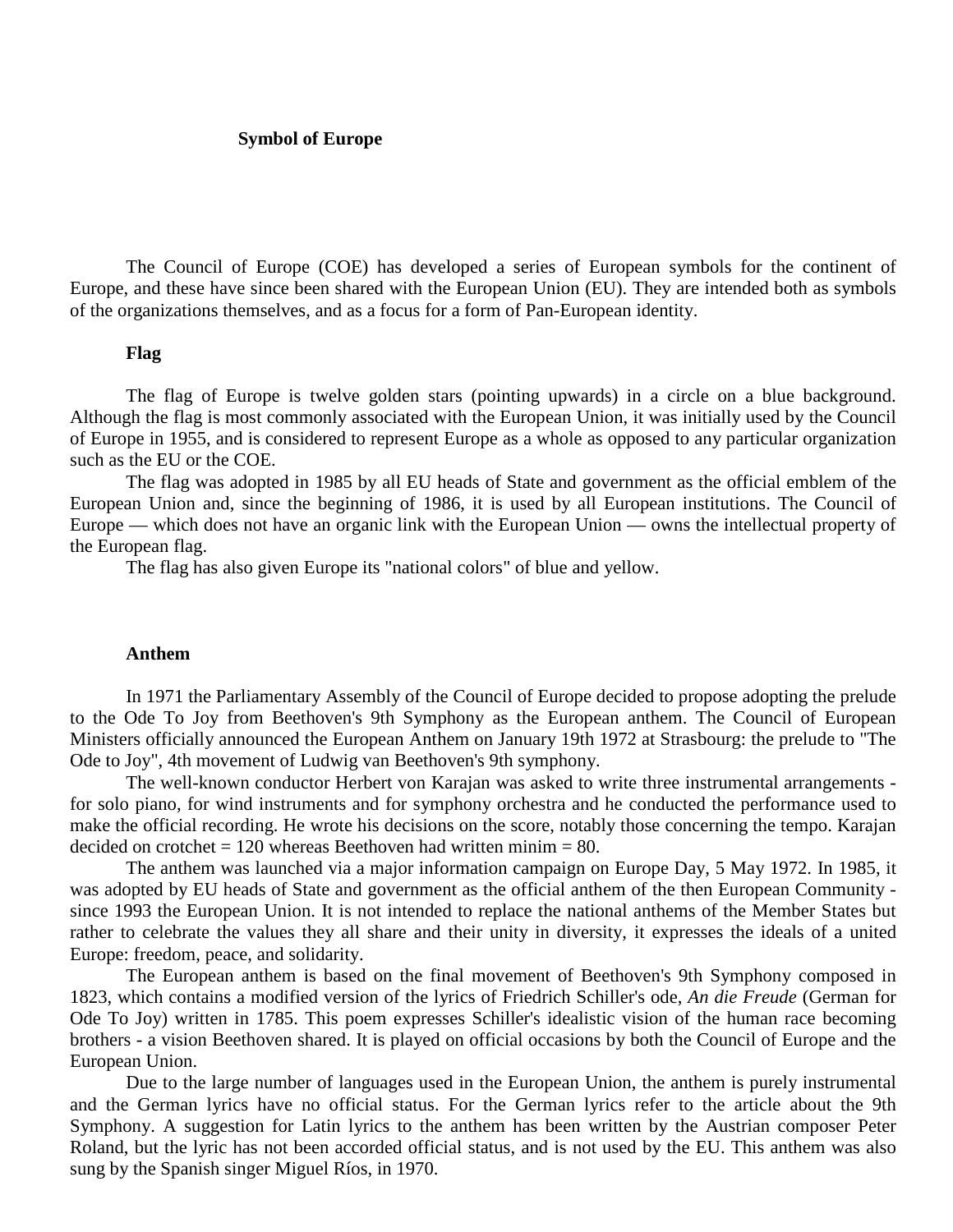# Symbol of Europe

The Council of Europe (COE) has developed a series of European symbols for the continent of Europe, and these have since been shared with the European Union (EU). They are intended both as symbols of the organizations themselves, and as a focus for a form of Pan-European identity.

## Flag

The flag of Europe is twelve golden stars (pointing upwards) in a circle on a blue background. Although the flag is most commonly associated with the European Union, it was initially used by the Council of Europe in 1955, and is considered to represent Europe as a whole as opposed to any particular organization such as the EU or the COE.

The flag was adopted in 1985 by all EU heads of State and government as the official emblem of the European Union and, since the beginning of 1986, it is used by all European institutions. The Council of Europe — which does not have an organic link with the European Union — owns the intellectual property of the European flag.

The flag has also given Europe its "national colors" of blue and yellow.

## Anthem

In 1971 the Parliamentary Assembly of the Council of Europe decided to propose adopting the prelude to the Ode To Joy from Beethoven's 9th Symphony as the European anthem. The Council of European Ministers officially announced the European Anthem on January 19th 1972 at Strasbourg: the prelude to "The Ode to Joy", 4th movement of Ludwig van Beethoven's 9th symphony.

The well-known conductor Herbert von Karajan was asked to write three instrumental arrangements - for solo piano, for wind instruments and for symphony orchestra and he conducted the performance used to make the official recording. He wrote his decisions on the score, notably those concerning the tempo. Karajan decided on crotchet = 120 whereas Beethoven had written minim = 80.

The anthem was launched via a major information campaign on Europe Day, 5 May 1972. In 1985, it was adopted by EU heads of State and government as the official anthem of the then European Community - since 1993 the European Union. It is not intended to replace the national anthems of the Member States but rather to celebrate the values they all share and their unity in diversity, it expresses the ideals of a united Europe: freedom, peace, and solidarity.

The European anthem is based on the final movement of Beethoven's 9th Symphony composed in 1823, which contains a modified version of the lyrics of Friedrich Schiller's ode, *An die Freude* (German for Ode To Joy) written in 1785. This poem expresses Schiller's idealistic vision of the human race becoming brothers - a vision Beethoven shared. It is played on official occasions by both the Council of Europe and the European Union.

Due to the large number of languages used in the European Union, the anthem is purely instrumental and the German lyrics have no official status. For the German lyrics refer to the article about the 9th Symphony. A suggestion for Latin lyrics to the anthem has been written by the Austrian composer Peter Roland, but the lyric has not been accorded official status, and is not used by the EU. This anthem was also sung by the Spanish singer Miguel Ríos, in 1970.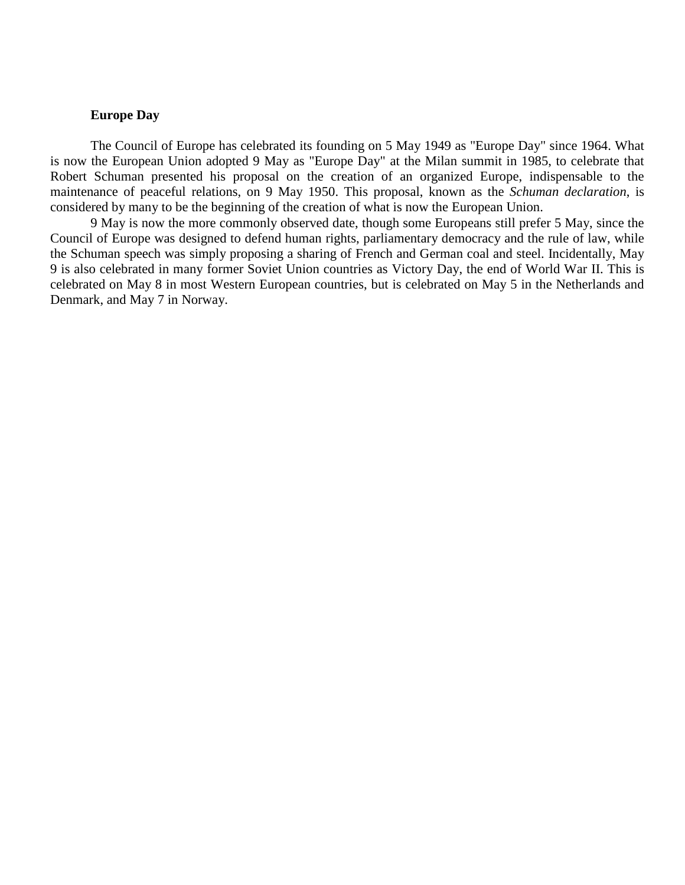**Europe Day**

The Council of Europe has celebrated its founding on 5 May 1949 as "Europe Day" since 1964. What is now the European Union adopted 9 May as "Europe Day" at the Milan summit in 1985, to celebrate that Robert Schuman presented his proposal on the creation of an organized Europe, indispensable to the maintenance of peaceful relations, on 9 May 1950. This proposal, known as the *Schuman declaration*, is considered by many to be the beginning of the creation of what is now the European Union.

9 May is now the more commonly observed date, though some Europeans still prefer 5 May, since the Council of Europe was designed to defend human rights, parliamentary democracy and the rule of law, while the Schuman speech was simply proposing a sharing of French and German coal and steel. Incidentally, May 9 is also celebrated in many former Soviet Union countries as Victory Day, the end of World War II. This is celebrated on May 8 in most Western European countries, but is celebrated on May 5 in the Netherlands and Denmark, and May 7 in Norway.